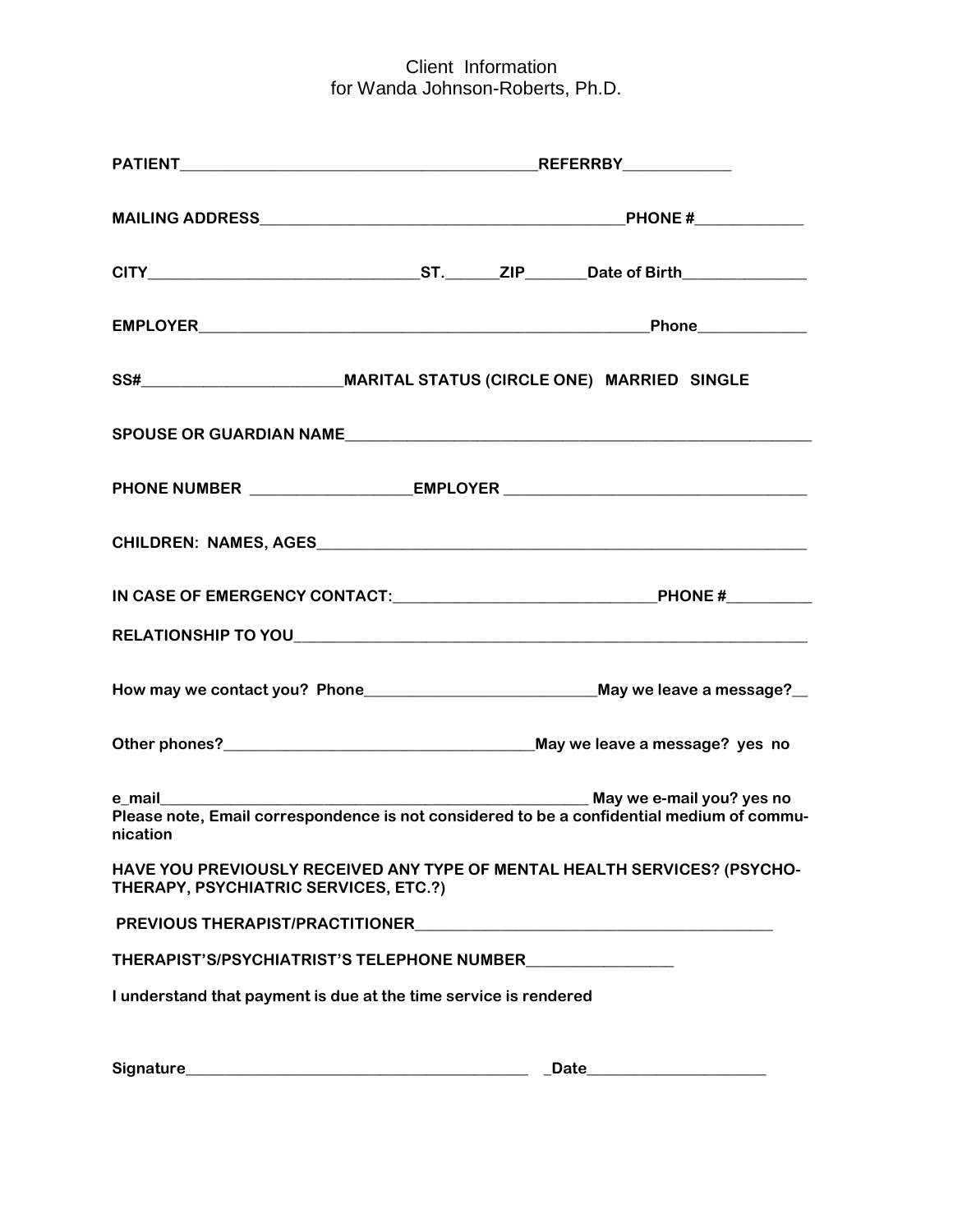Client Information
for Wanda Johnson-Roberts, Ph.D.

**PATIENT**_____________________________________________**REFERRBY**_____________

**MAILING ADDRESS**_____________________________________________**PHONE #**_____________

**CITY**_________________________________**ST.**_______**ZIP**_______**Date of Birth**_______________

**EMPLOYER**_______________________________________________________**Phone**_____________

**SS#**________________________**MARITAL STATUS (CIRCLE ONE) MARRIED SINGLE**

**SPOUSE OR GUARDIAN NAME**___________________________________________________________

**PHONE NUMBER** ____________________**EMPLOYER** _____________________________________

**CHILDREN: NAMES, AGES**______________________________________________________________

**IN CASE OF EMERGENCY CONTACT:**________________________________**PHONE #**__________

**RELATIONSHIP TO YOU**__________________________________________________________________

**How may we contact you? Phone**____________________________**May we leave a message?**__

**Other phones?**______________________________________**May we leave a message? yes no**

**e_mail**_____________________________________________________ **May we e-mail you? yes no**
**Please note, Email correspondence is not considered to be a confidential medium of communication**

**HAVE YOU PREVIOUSLY RECEIVED ANY TYPE OF MENTAL HEALTH SERVICES? (PSYCHOTHERAPY, PSYCHIATRIC SERVICES, ETC.?)**

**PREVIOUS THERAPIST/PRACTITIONER**_____________________________________________

**THERAPIST'S/PSYCHIATRIST'S TELEPHONE NUMBER**__________________

**I understand that payment is due at the time service is rendered**

**Signature**___________________________________________ **_Date**______________________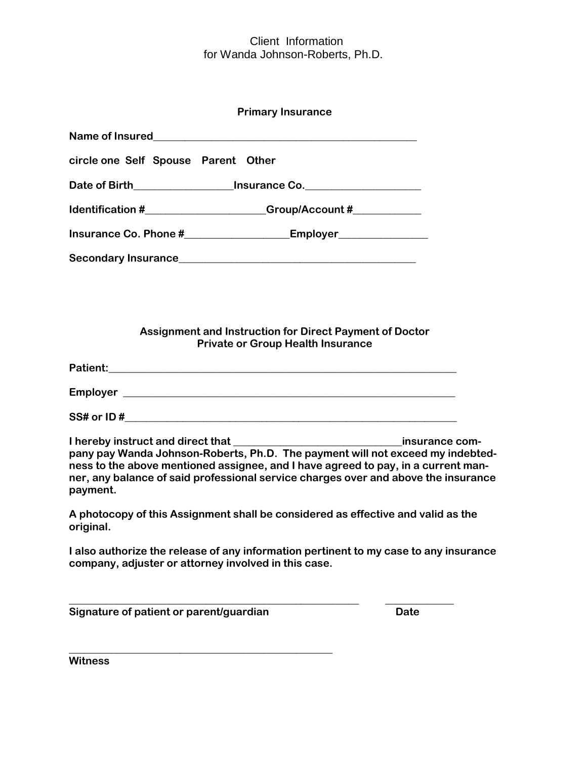# Client Information
for Wanda Johnson-Roberts, Ph.D.

## Primary Insurance

**Name of Insured**_______________________________________________

**circle one Self Spouse Parent Other**

**Date of Birth**_________________**Insurance Co.**___________________

**Identification #**_____________________**Group/Account #**____________

**Insurance Co. Phone #**__________________**Employer**_______________

**Secondary Insurance**___________________________________________

## Assignment and Instruction for Direct Payment of Doctor
## Private or Group Health Insurance

**Patient:**______________________________________________________________

**Employer** _____________________________________________________________

**SS# or ID #**____________________________________________________________

**I hereby instruct and direct that _____________________________insurance company pay Wanda Johnson-Roberts, Ph.D. The payment will not exceed my indebtedness to the above mentioned assignee, and I have agreed to pay, in a current manner, any balance of said professional service charges over and above the insurance payment.**

**A photocopy of this Assignment shall be considered as effective and valid as the original.**

**I also authorize the release of any information pertinent to my case to any insurance company, adjuster or attorney involved in this case.**

_____________________________________________________ ____________
**Signature of patient or parent/guardian** **Date**

_________________________________________________
**Witness**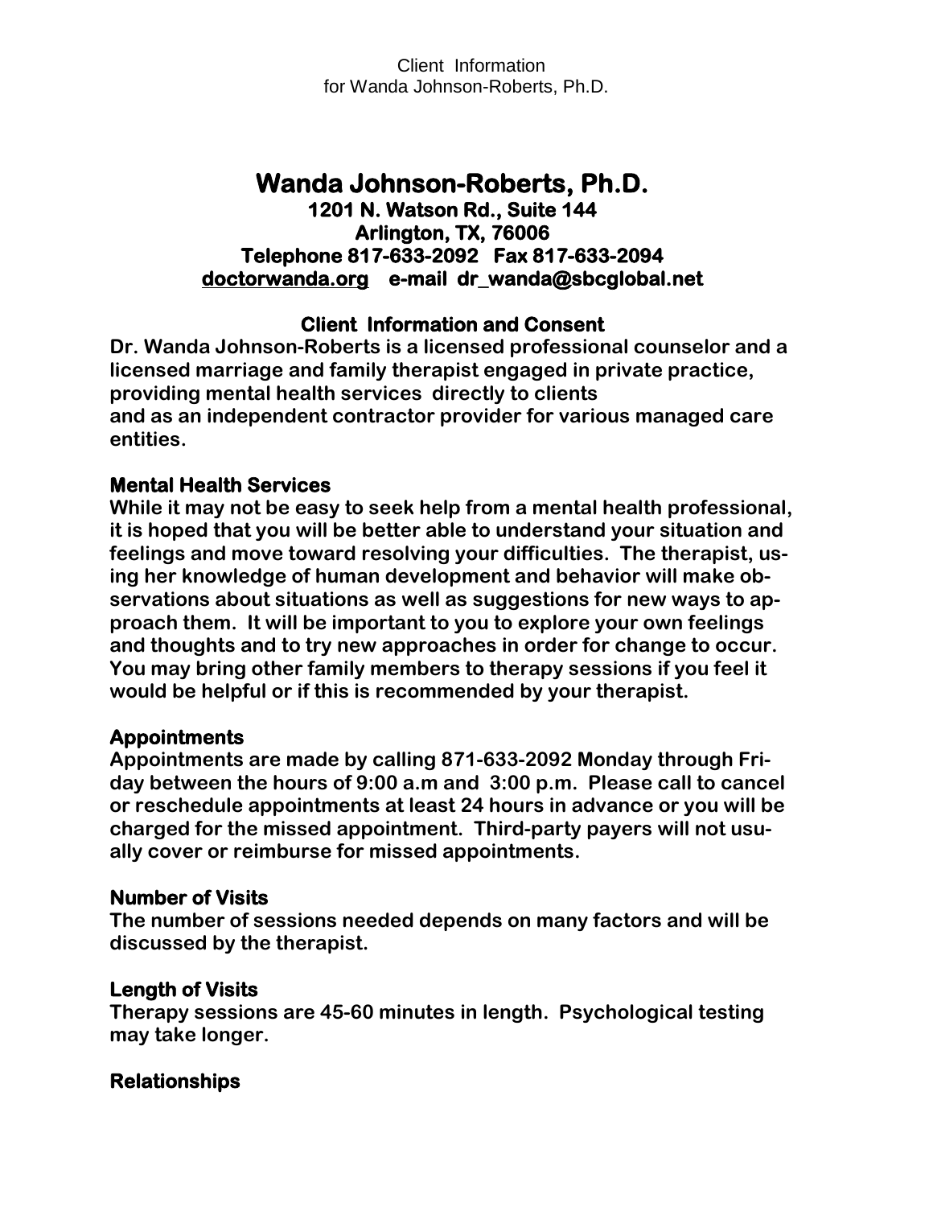# Wanda Johnson-Roberts, Ph.D.

**1201 N. Watson Rd., Suite 144**
**Arlington, TX, 76006**
**Telephone 817-633-2092 Fax 817-633-2094**
**doctorwanda.org e-mail dr_wanda@sbcglobal.net**

## Client Information and Consent

**Dr. Wanda Johnson-Roberts is a licensed professional counselor and a licensed marriage and family therapist engaged in private practice, providing mental health services directly to clients and as an independent contractor provider for various managed care entities.**

### Mental Health Services

**While it may not be easy to seek help from a mental health professional, it is hoped that you will be better able to understand your situation and feelings and move toward resolving your difficulties. The therapist, using her knowledge of human development and behavior will make observations about situations as well as suggestions for new ways to approach them. It will be important to you to explore your own feelings and thoughts and to try new approaches in order for change to occur. You may bring other family members to therapy sessions if you feel it would be helpful or if this is recommended by your therapist.**

### Appointments

**Appointments are made by calling 871-633-2092 Monday through Friday between the hours of 9:00 a.m and 3:00 p.m. Please call to cancel or reschedule appointments at least 24 hours in advance or you will be charged for the missed appointment. Third-party payers will not usually cover or reimburse for missed appointments.**

### Number of Visits

**The number of sessions needed depends on many factors and will be discussed by the therapist.**

### Length of Visits

**Therapy sessions are 45-60 minutes in length. Psychological testing may take longer.**

### Relationships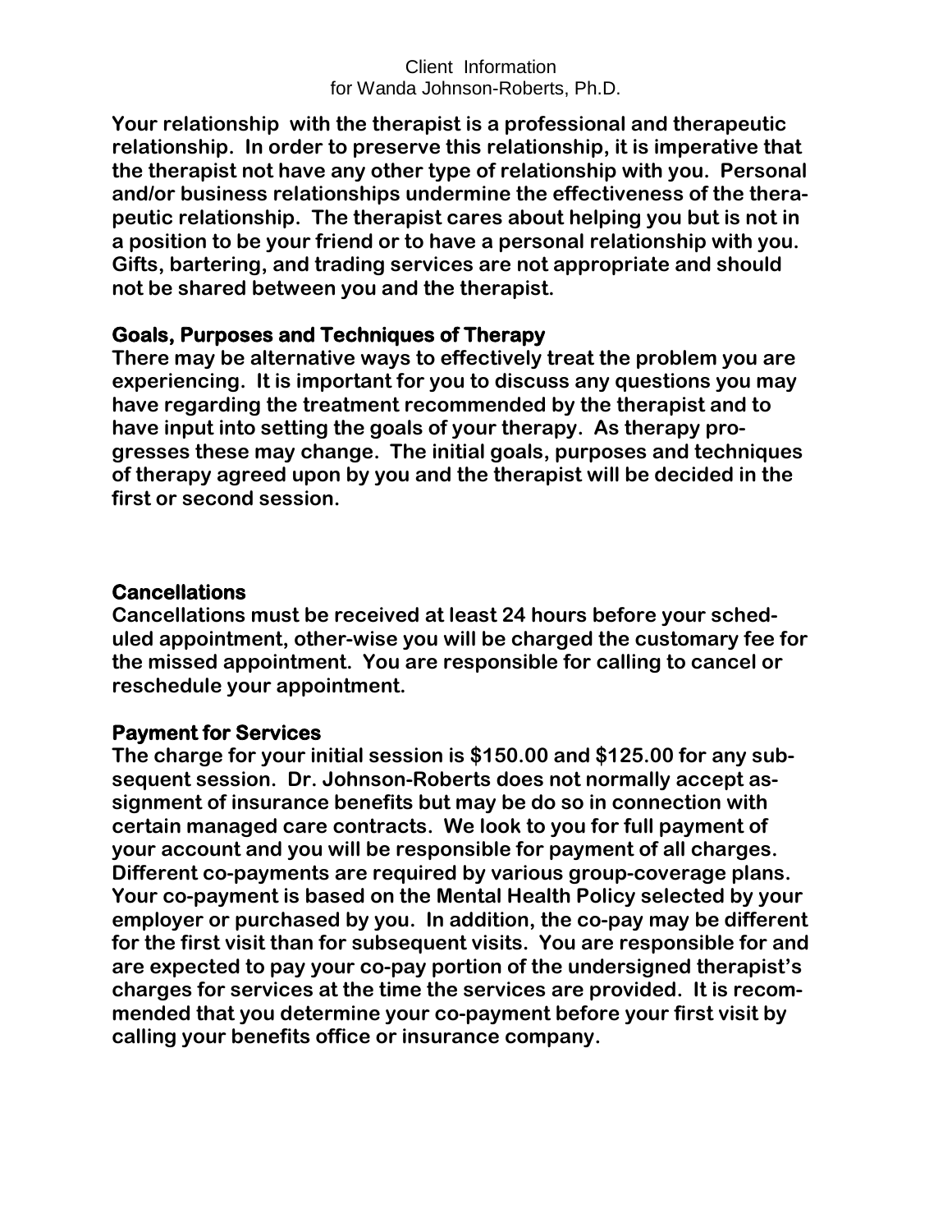Client Information
for Wanda Johnson-Roberts, Ph.D.

**Your relationship with the therapist is a professional and therapeutic relationship. In order to preserve this relationship, it is imperative that the therapist not have any other type of relationship with you. Personal and/or business relationships undermine the effectiveness of the therapeutic relationship. The therapist cares about helping you but is not in a position to be your friend or to have a personal relationship with you. Gifts, bartering, and trading services are not appropriate and should not be shared between you and the therapist.**

## Goals, Purposes and Techniques of Therapy

**There may be alternative ways to effectively treat the problem you are experiencing. It is important for you to discuss any questions you may have regarding the treatment recommended by the therapist and to have input into setting the goals of your therapy. As therapy progresses these may change. The initial goals, purposes and techniques of therapy agreed upon by you and the therapist will be decided in the first or second session.**

## Cancellations

**Cancellations must be received at least 24 hours before your scheduled appointment, other-wise you will be charged the customary fee for the missed appointment. You are responsible for calling to cancel or reschedule your appointment.**

## Payment for Services

**The charge for your initial session is $150.00 and $125.00 for any subsequent session. Dr. Johnson-Roberts does not normally accept assignment of insurance benefits but may be do so in connection with certain managed care contracts. We look to you for full payment of your account and you will be responsible for payment of all charges. Different co-payments are required by various group-coverage plans. Your co-payment is based on the Mental Health Policy selected by your employer or purchased by you. In addition, the co-pay may be different for the first visit than for subsequent visits. You are responsible for and are expected to pay your co-pay portion of the undersigned therapist's charges for services at the time the services are provided. It is recommended that you determine your co-payment before your first visit by calling your benefits office or insurance company.**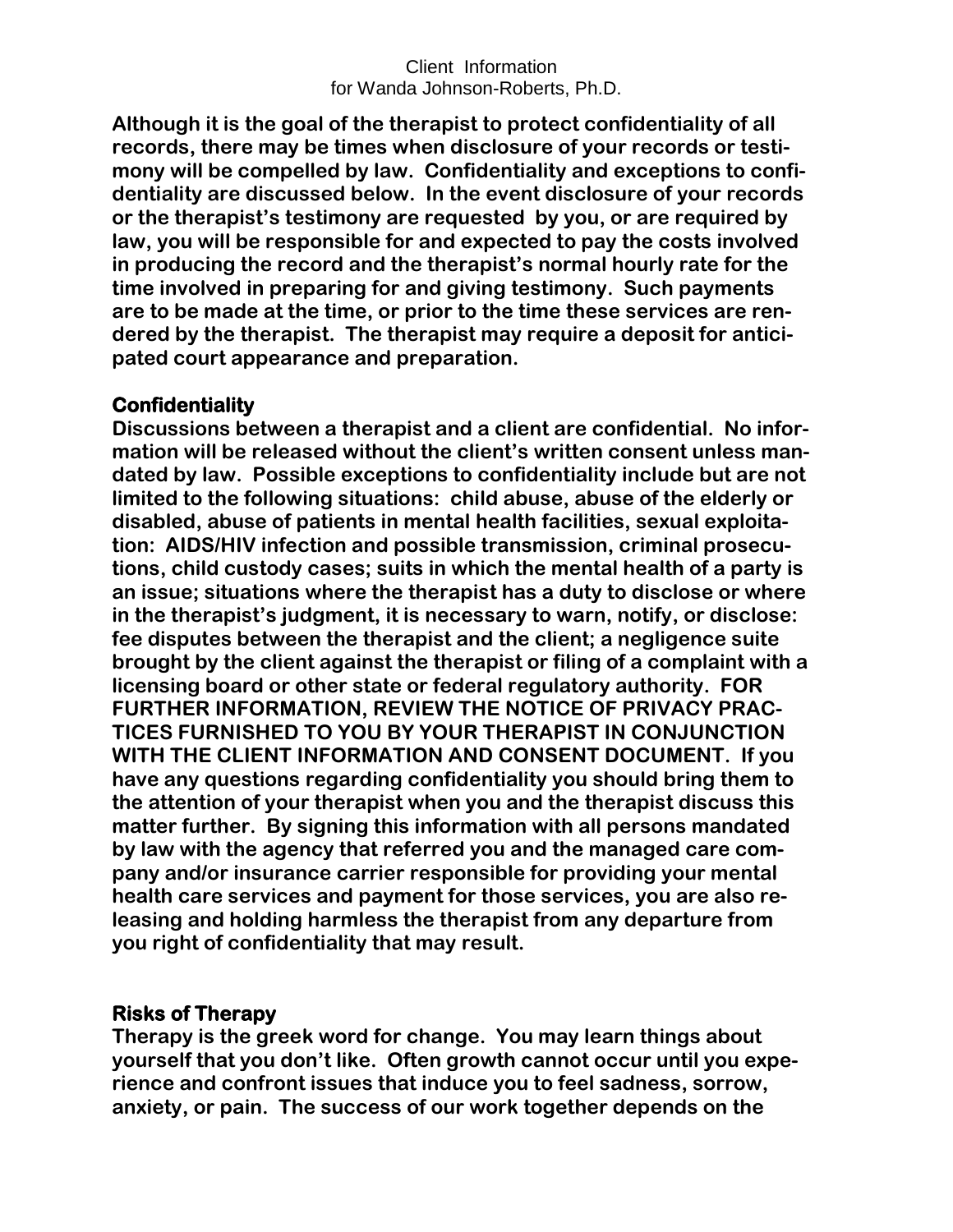**Although it is the goal of the therapist to protect confidentiality of all records, there may be times when disclosure of your records or testimony will be compelled by law. Confidentiality and exceptions to confidentiality are discussed below. In the event disclosure of your records or the therapist's testimony are requested by you, or are required by law, you will be responsible for and expected to pay the costs involved in producing the record and the therapist's normal hourly rate for the time involved in preparing for and giving testimony. Such payments are to be made at the time, or prior to the time these services are rendered by the therapist. The therapist may require a deposit for anticipated court appearance and preparation.**

## Confidentiality

**Discussions between a therapist and a client are confidential. No information will be released without the client's written consent unless mandated by law. Possible exceptions to confidentiality include but are not limited to the following situations: child abuse, abuse of the elderly or disabled, abuse of patients in mental health facilities, sexual exploitation: AIDS/HIV infection and possible transmission, criminal prosecutions, child custody cases; suits in which the mental health of a party is an issue; situations where the therapist has a duty to disclose or where in the therapist's judgment, it is necessary to warn, notify, or disclose: fee disputes between the therapist and the client; a negligence suite brought by the client against the therapist or filing of a complaint with a licensing board or other state or federal regulatory authority. FOR FURTHER INFORMATION, REVIEW THE NOTICE OF PRIVACY PRACTICES FURNISHED TO YOU BY YOUR THERAPIST IN CONJUNCTION WITH THE CLIENT INFORMATION AND CONSENT DOCUMENT. If you have any questions regarding confidentiality you should bring them to the attention of your therapist when you and the therapist discuss this matter further. By signing this information with all persons mandated by law with the agency that referred you and the managed care company and/or insurance carrier responsible for providing your mental health care services and payment for those services, you are also releasing and holding harmless the therapist from any departure from you right of confidentiality that may result.**

## Risks of Therapy

**Therapy is the greek word for change. You may learn things about yourself that you don't like. Often growth cannot occur until you experience and confront issues that induce you to feel sadness, sorrow, anxiety, or pain. The success of our work together depends on the**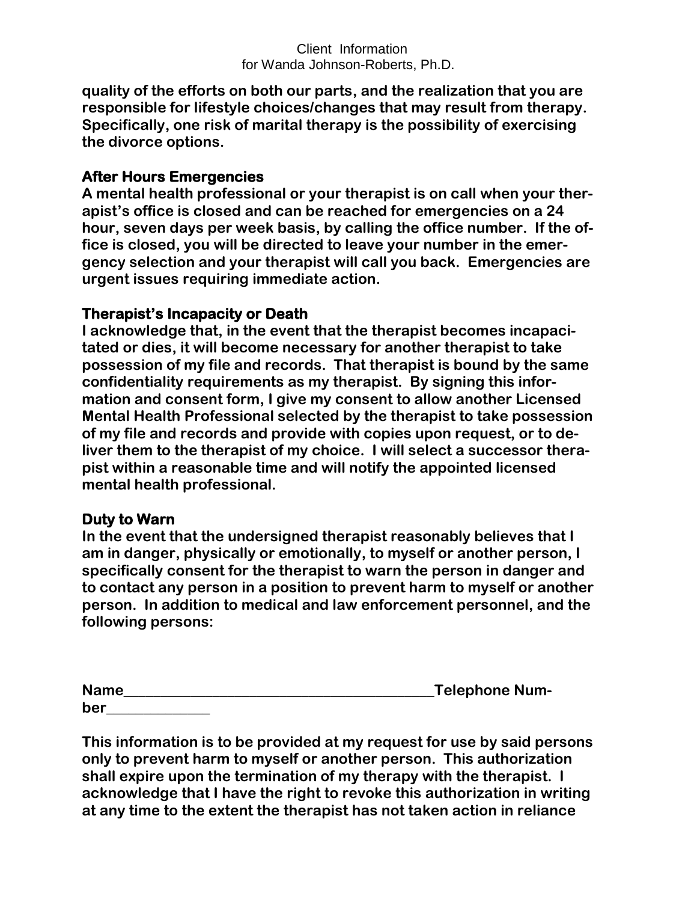**quality of the efforts on both our parts, and the realization that you are responsible for lifestyle choices/changes that may result from therapy. Specifically, one risk of marital therapy is the possibility of exercising the divorce options.**

### After Hours Emergencies

**A mental health professional or your therapist is on call when your therapist's office is closed and can be reached for emergencies on a 24 hour, seven days per week basis, by calling the office number. If the office is closed, you will be directed to leave your number in the emergency selection and your therapist will call you back. Emergencies are urgent issues requiring immediate action.**

### Therapist's Incapacity or Death

**I acknowledge that, in the event that the therapist becomes incapacitated or dies, it will become necessary for another therapist to take possession of my file and records. That therapist is bound by the same confidentiality requirements as my therapist. By signing this information and consent form, I give my consent to allow another Licensed Mental Health Professional selected by the therapist to take possession of my file and records and provide with copies upon request, or to deliver them to the therapist of my choice. I will select a successor therapist within a reasonable time and will notify the appointed licensed mental health professional.**

### Duty to Warn

**In the event that the undersigned therapist reasonably believes that I am in danger, physically or emotionally, to myself or another person, I specifically consent for the therapist to warn the person in danger and to contact any person in a position to prevent harm to myself or another person. In addition to medical and law enforcement personnel, and the following persons:**

**Name\_\_\_\_\_\_\_\_\_\_\_\_\_\_\_\_\_\_\_\_\_\_\_\_\_\_\_\_\_\_\_\_\_\_\_\_\_\_\_\_\_Telephone Number\_\_\_\_\_\_\_\_\_\_\_\_\_\_**

**This information is to be provided at my request for use by said persons only to prevent harm to myself or another person. This authorization shall expire upon the termination of my therapy with the therapist. I acknowledge that I have the right to revoke this authorization in writing at any time to the extent the therapist has not taken action in reliance**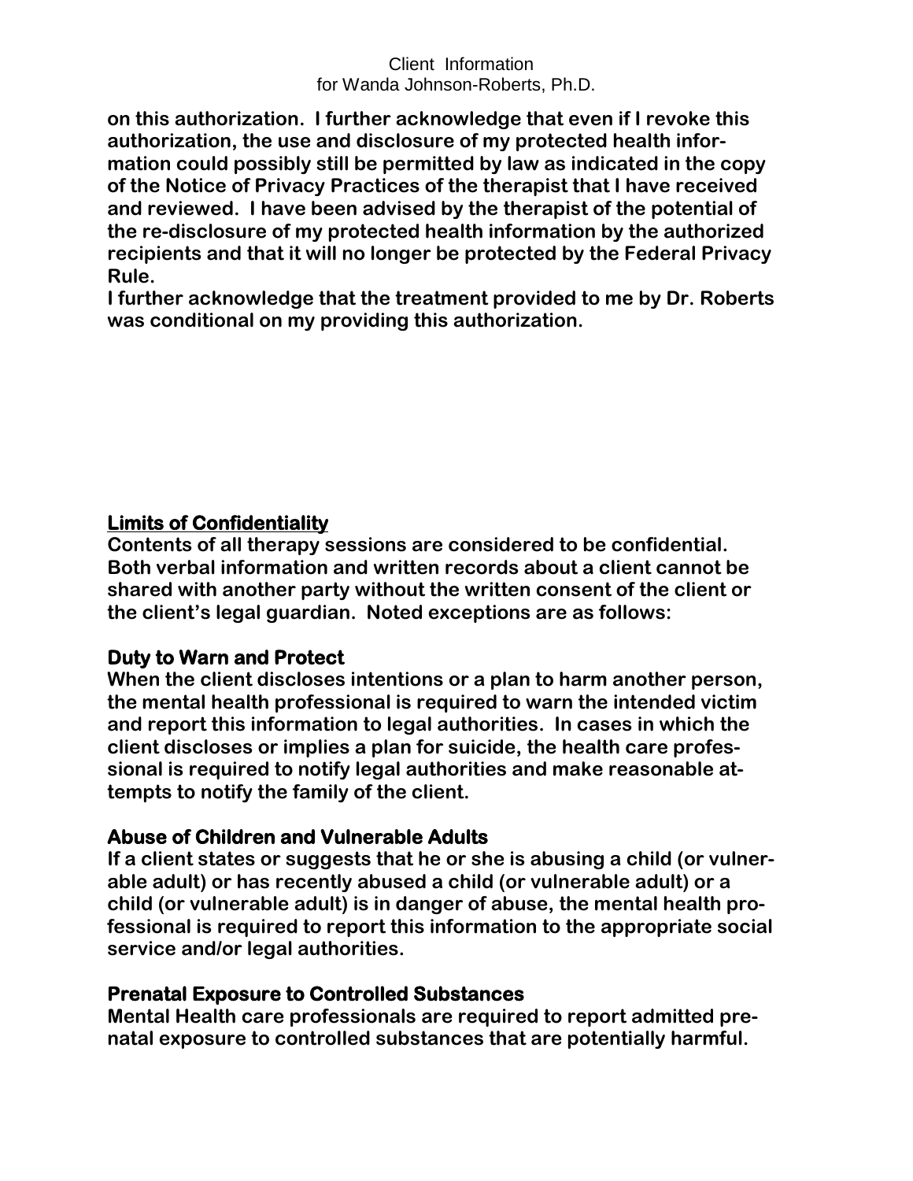**on this authorization. I further acknowledge that even if I revoke this authorization, the use and disclosure of my protected health information could possibly still be permitted by law as indicated in the copy of the Notice of Privacy Practices of the therapist that I have received and reviewed. I have been advised by the therapist of the potential of the re-disclosure of my protected health information by the authorized recipients and that it will no longer be protected by the Federal Privacy Rule.**

**I further acknowledge that the treatment provided to me by Dr. Roberts was conditional on my providing this authorization.**

## Limits of Confidentiality

**Contents of all therapy sessions are considered to be confidential. Both verbal information and written records about a client cannot be shared with another party without the written consent of the client or the client's legal guardian. Noted exceptions are as follows:**

### Duty to Warn and Protect

**When the client discloses intentions or a plan to harm another person, the mental health professional is required to warn the intended victim and report this information to legal authorities. In cases in which the client discloses or implies a plan for suicide, the health care professional is required to notify legal authorities and make reasonable attempts to notify the family of the client.**

### Abuse of Children and Vulnerable Adults

**If a client states or suggests that he or she is abusing a child (or vulnerable adult) or has recently abused a child (or vulnerable adult) or a child (or vulnerable adult) is in danger of abuse, the mental health professional is required to report this information to the appropriate social service and/or legal authorities.**

### Prenatal Exposure to Controlled Substances

**Mental Health care professionals are required to report admitted prenatal exposure to controlled substances that are potentially harmful.**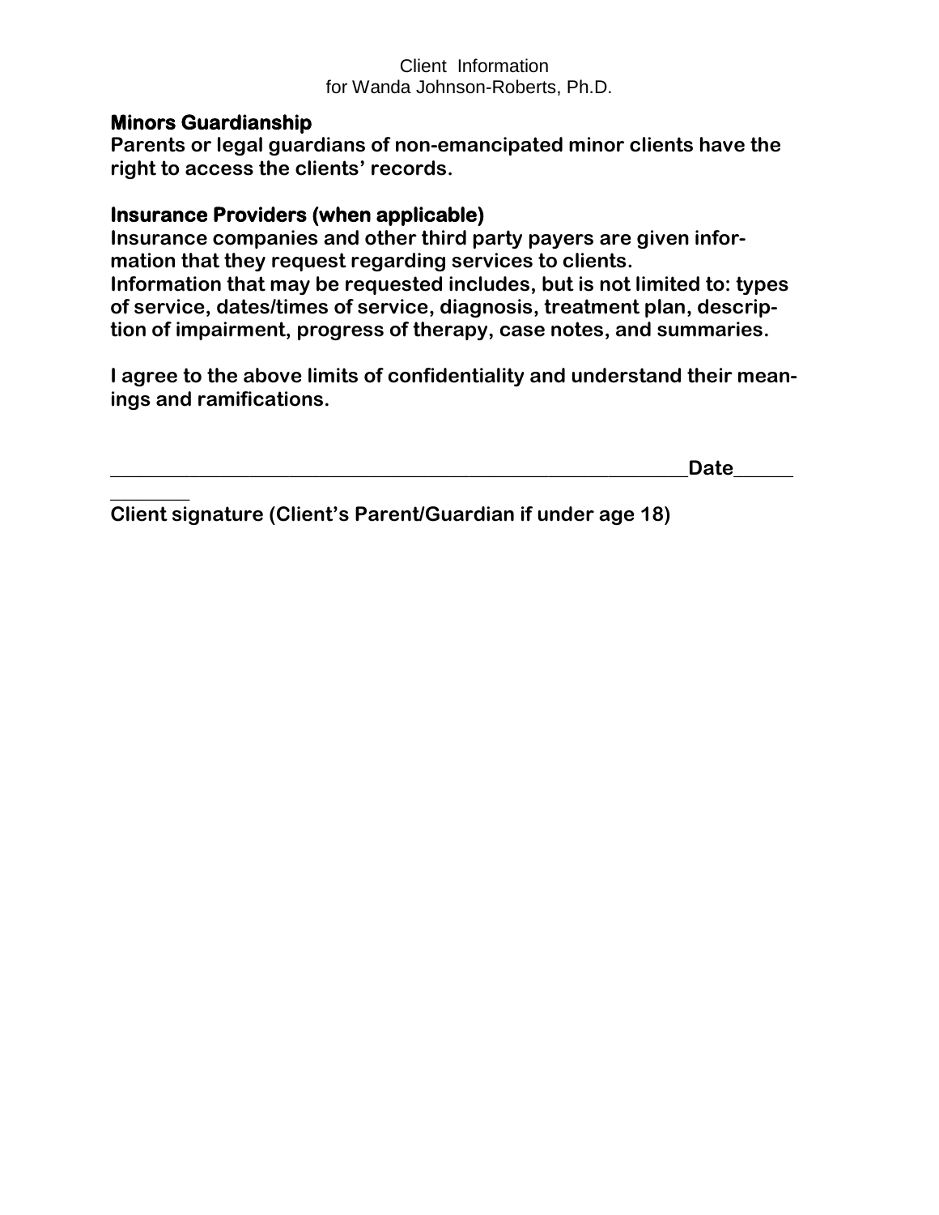**Minors Guardianship**
**Parents or legal guardians of non-emancipated minor clients have the right to access the clients' records.**

**Insurance Providers (when applicable)**
**Insurance companies and other third party payers are given information that they request regarding services to clients.**
**Information that may be requested includes, but is not limited to: types of service, dates/times of service, diagnosis, treatment plan, description of impairment, progress of therapy, case notes, and summaries.**

**I agree to the above limits of confidentiality and understand their meanings and ramifications.**

**______________________________________________________________Date______________**
**Client signature (Client's Parent/Guardian if under age 18)**